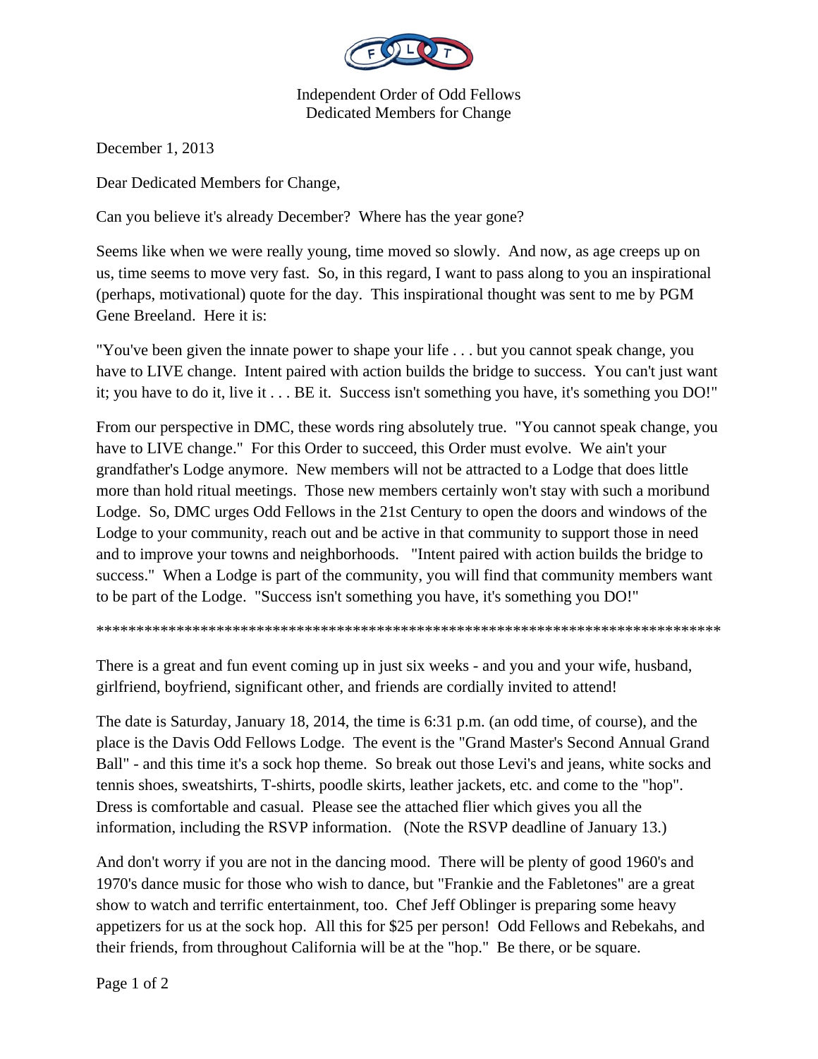Independent Order of Odd Fellows
Dedicated Members for Change

December 1, 2013

Dear Dedicated Members for Change,

Can you believe it's already December? Where has the year gone?

Seems like when we were really young, time moved so slowly. And now, as age creeps up on us, time seems to move very fast. So, in this regard, I want to pass along to you an inspirational (perhaps, motivational) quote for the day. This inspirational thought was sent to me by PGM Gene Breeland. Here it is:

"You've been given the innate power to shape your life . . . but you cannot speak change, you have to LIVE change. Intent paired with action builds the bridge to success. You can't just want it; you have to do it, live it . . . BE it. Success isn't something you have, it's something you DO!"

From our perspective in DMC, these words ring absolutely true. "You cannot speak change, you have to LIVE change." For this Order to succeed, this Order must evolve. We ain't your grandfather's Lodge anymore. New members will not be attracted to a Lodge that does little more than hold ritual meetings. Those new members certainly won't stay with such a moribund Lodge. So, DMC urges Odd Fellows in the 21st Century to open the doors and windows of the Lodge to your community, reach out and be active in that community to support those in need and to improve your towns and neighborhoods. "Intent paired with action builds the bridge to success." When a Lodge is part of the community, you will find that community members want to be part of the Lodge. "Success isn't something you have, it's something you DO!"

********************************************************************************

There is a great and fun event coming up in just six weeks - and you and your wife, husband, girlfriend, boyfriend, significant other, and friends are cordially invited to attend!

The date is Saturday, January 18, 2014, the time is 6:31 p.m. (an odd time, of course), and the place is the Davis Odd Fellows Lodge. The event is the "Grand Master's Second Annual Grand Ball" - and this time it's a sock hop theme. So break out those Levi's and jeans, white socks and tennis shoes, sweatshirts, T-shirts, poodle skirts, leather jackets, etc. and come to the "hop". Dress is comfortable and casual. Please see the attached flier which gives you all the information, including the RSVP information. (Note the RSVP deadline of January 13.)

And don't worry if you are not in the dancing mood. There will be plenty of good 1960's and 1970's dance music for those who wish to dance, but "Frankie and the Fabletones" are a great show to watch and terrific entertainment, too. Chef Jeff Oblinger is preparing some heavy appetizers for us at the sock hop. All this for $25 per person! Odd Fellows and Rebekahs, and their friends, from throughout California will be at the "hop." Be there, or be square.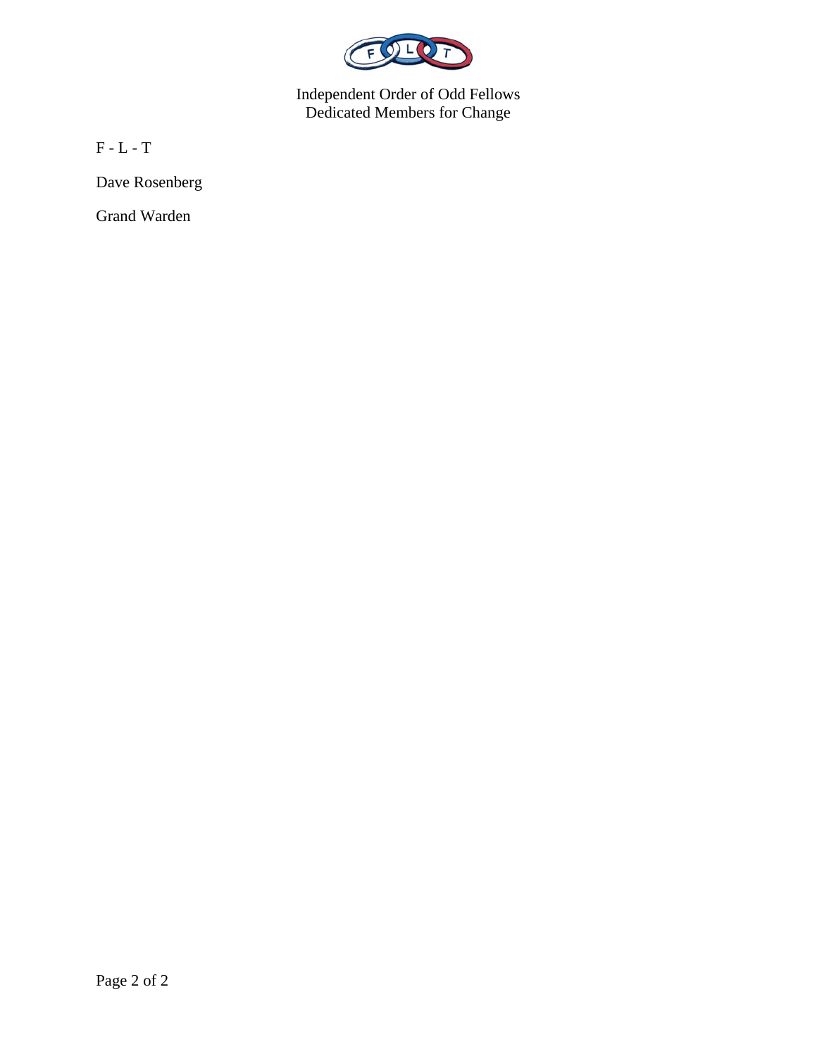Independent Order of Odd Fellows
Dedicated Members for Change

F - L - T

Dave Rosenberg

Grand Warden